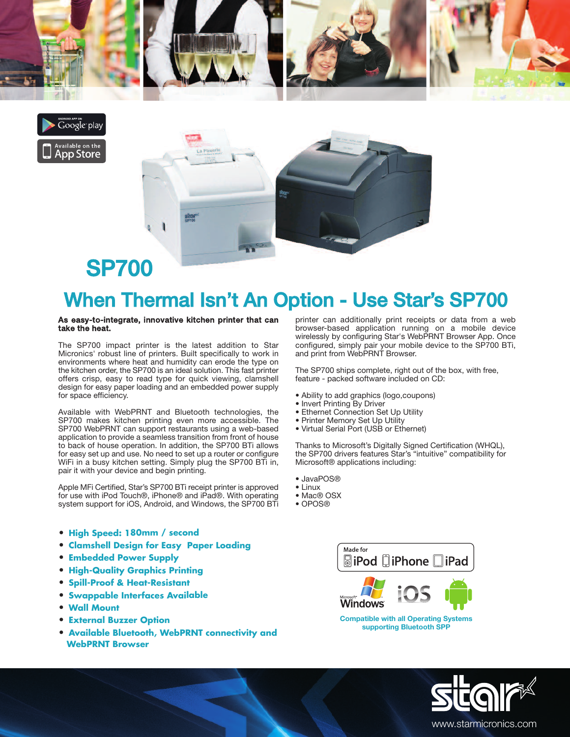# SP700

## When Thermal Isn't An Option - Use Star's SP700

**As easy-to-integrate, innovative kitchen printer that can take the heat.**

The SP700 impact printer is the latest addition to Star Micronics' robust line of printers. Built specifically to work in environments where heat and humidity can erode the type on the kitchen order, the SP700 is an ideal solution. This fast printer offers crisp, easy to read type for quick viewing, clamshell design for easy paper loading and an embedded power supply for space efficiency.

Available with WebPRNT and Bluetooth technologies, the SP700 makes kitchen printing even more accessible. The SP700 WebPRNT can support restaurants using a web-based application to provide a seamless transition from front of house to back of house operation. In addition, the SP700 BTi allows for easy set up and use. No need to set up a router or configure WiFi in a busy kitchen setting. Simply plug the SP700 BTi in, pair it with your device and begin printing.

Apple MFi Certified, Star's SP700 BTi receipt printer is approved for use with iPod Touch®, iPhone® and iPad®. With operating system support for iOS, Android, and Windows, the SP700 BTi printer can additionally print receipts or data from a web browser-based application running on a mobile device wirelessly by configuring Star's WebPRNT Browser App. Once configured, simply pair your mobile device to the SP700 BTi, and print from WebPRNT Browser.

The SP700 ships complete, right out of the box, with free, feature - packed software included on CD:

- Ability to add graphics (logo,coupons)
- Invert Printing By Driver
- Ethernet Connection Set Up Utility
- Printer Memory Set Up Utility
- Virtual Serial Port (USB or Ethernet)

Thanks to Microsoft's Digitally Signed Certification (WHQL), the SP700 drivers features Star's "intuitive" compatibility for Microsoft® applications including:

- JavaPOS®
- Linux
- Mac® OSX
- OPOS®

- **High Speed: 180mm / second**
- **Clamshell Design for Easy Paper Loading**
- **Embedded Power Supply**
- **High-Quality Graphics Printing**
- **Spill-Proof & Heat-Resistant**
- **Swappable Interfaces Available**
- **Wall Mount**
- **External Buzzer Option**
- **Available Bluetooth, WebPRNT connectivity and WebPRNT Browser**

Made for iPod iPhone iPad

Compatible with all Operating Systems supporting Bluetooth SPP

www.starmicronics.com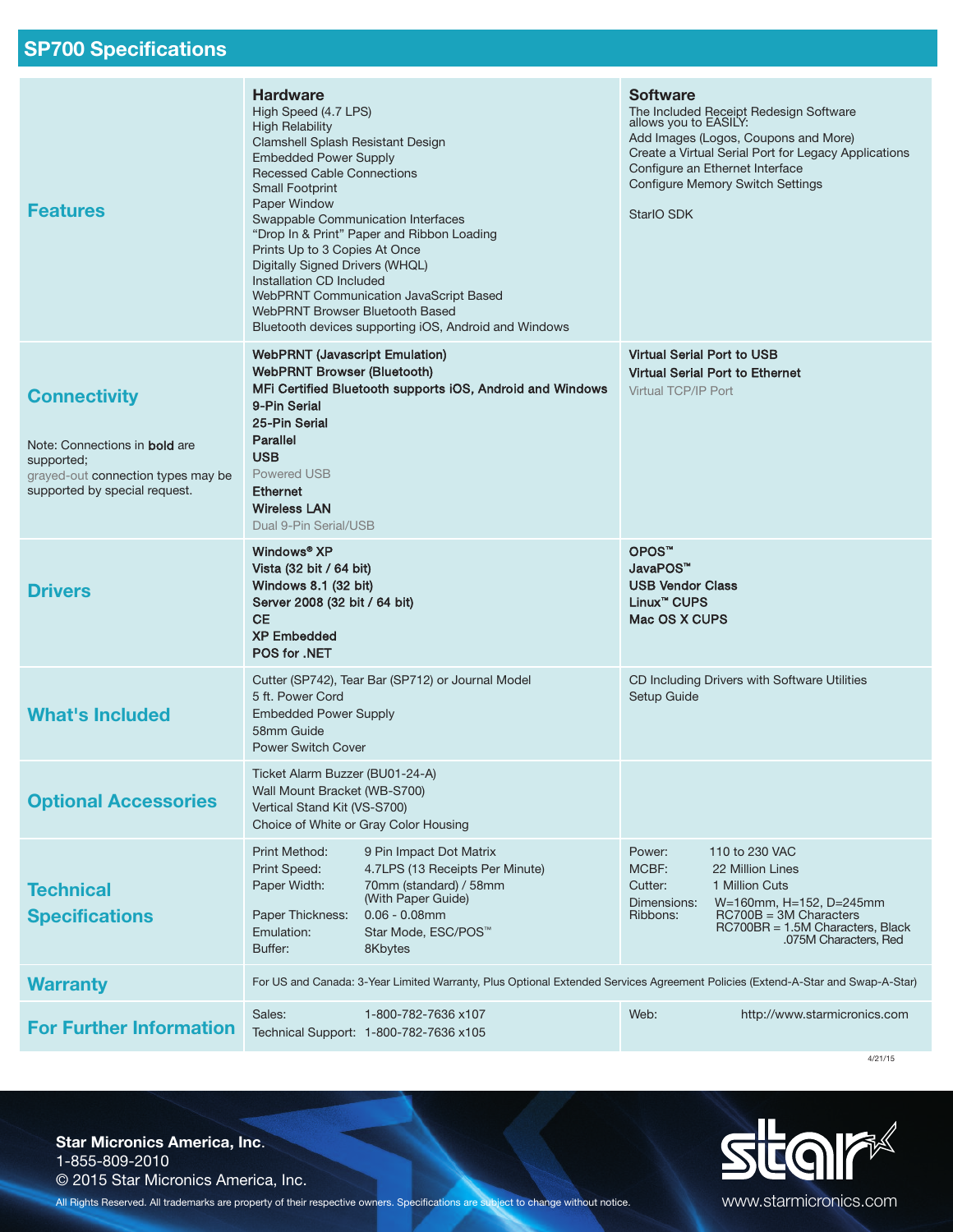# SP700 Specifications

| | | |
|---|---|---|
| **Features** | **Hardware**<br>High Speed (4.7 LPS)<br>High Relability<br>Clamshell Splash Resistant Design<br>Embedded Power Supply<br>Recessed Cable Connections<br>Small Footprint<br>Paper Window<br>Swappable Communication Interfaces<br>"Drop In & Print" Paper and Ribbon Loading<br>Prints Up to 3 Copies At Once<br>Digitally Signed Drivers (WHQL)<br>Installation CD Included<br>WebPRNT Communication JavaScript Based<br>WebPRNT Browser Bluetooth Based<br>Bluetooth devices supporting iOS, Android and Windows | **Software**<br>The Included Receipt Redesign Software allows you to EASILY:<br>Add Images (Logos, Coupons and More)<br>Create a Virtual Serial Port for Legacy Applications<br>Configure an Ethernet Interface<br>Configure Memory Switch Settings<br><br>StarIO SDK |
| **Connectivity**<br><br>Note: Connections in **bold** are supported;<br>grayed-out connection types may be supported by special request. | **WebPRNT (Javascript Emulation)**<br>**WebPRNT Browser (Bluetooth)**<br>**MFi Certified Bluetooth supports iOS, Android and Windows**<br>**9-Pin Serial**<br>**25-Pin Serial**<br>**Parallel**<br>**USB**<br>Powered USB<br>**Ethernet**<br>**Wireless LAN**<br>Dual 9-Pin Serial/USB | **Virtual Serial Port to USB**<br>**Virtual Serial Port to Ethernet**<br>Virtual TCP/IP Port |
| **Drivers** | **Windows® XP**<br>**Vista (32 bit / 64 bit)**<br>**Windows 8.1 (32 bit)**<br>**Server 2008 (32 bit / 64 bit)**<br>**CE**<br>**XP Embedded**<br>**POS for .NET** | **OPOS™**<br>**JavaPOS™**<br>**USB Vendor Class**<br>**Linux™ CUPS**<br>**Mac OS X CUPS** |
| **What's Included** | Cutter (SP742), Tear Bar (SP712) or Journal Model<br>5 ft. Power Cord<br>Embedded Power Supply<br>58mm Guide<br>Power Switch Cover | CD Including Drivers with Software Utilities<br>Setup Guide |
| **Optional Accessories** | Ticket Alarm Buzzer (BU01-24-A)<br>Wall Mount Bracket (WB-S700)<br>Vertical Stand Kit (VS-S700)<br>Choice of White or Gray Color Housing | |
| **Technical Specifications** | Print Method: 9 Pin Impact Dot Matrix<br>Print Speed: 4.7LPS (13 Receipts Per Minute)<br>Paper Width: 70mm (standard) / 58mm (With Paper Guide)<br>Paper Thickness: 0.06 - 0.08mm<br>Emulation: Star Mode, ESC/POS™<br>Buffer: 8Kbytes | Power: 110 to 230 VAC<br>MCBF: 22 Million Lines<br>Cutter: 1 Million Cuts<br>Dimensions: W=160mm, H=152, D=245mm<br>Ribbons: RC700B = 3M Characters<br>RC700BR = 1.5M Characters, Black<br>.075M Characters, Red |
| **Warranty** | For US and Canada: 3-Year Limited Warranty, Plus Optional Extended Services Agreement Policies (Extend-A-Star and Swap-A-Star) | |
| **For Further Information** | Sales: 1-800-782-7636 x107<br>Technical Support: 1-800-782-7636 x105 | Web: http://www.starmicronics.com |

4/21/15

**Star Micronics America, Inc.**
1-855-809-2010
© 2015 Star Micronics America, Inc.

All Rights Reserved. All trademarks are property of their respective owners. Specifications are subject to change without notice.

www.starmicronics.com